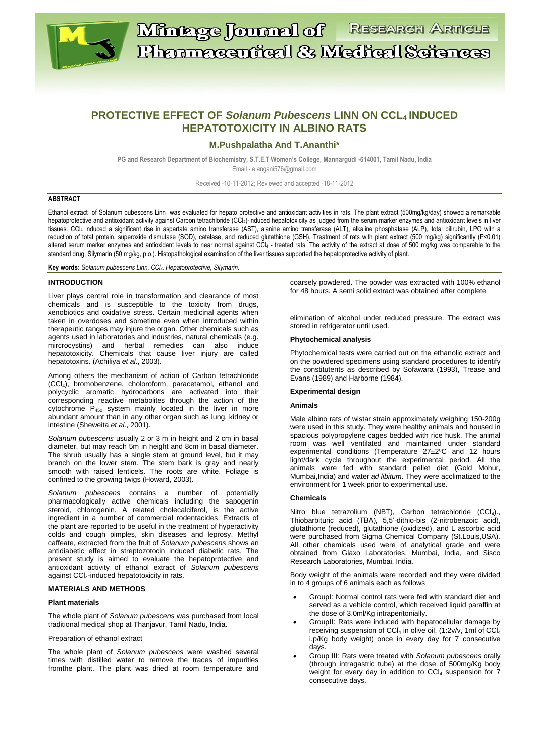# PROTECTIVE EFFECT OF *Solanum Pubescens* LINN ON $CCL_4$ INDUCED HEPATOTOXICITY IN ALBINO RATS

**M.Pushpalatha And T.Ananthi***

PG and Research Department of Biochemistry, S.T.E.T Women's College, Mannargudi -614001, Tamil Nadu, India
Email - elangani576@gmail.com

Received -10-11-2012; Reviewed and accepted -18-11-2012

## ABSTRACT

Ethanol extract of Solanum pubescens Linn was evaluated for hepato protective and antioxidant activities in rats. The plant extract (500mg/kg/day) showed a remarkable hepatoprotective and antioxidant activity against Carbon tetrachloride ($CCl_4$)-induced hepatotoxicity as judged from the serum marker enzymes and antioxidant levels in liver tissues. $CCl_4$ induced a significant rise in aspartate amino transferase (AST), alanine amino transferase (ALT), alkaline phosphatase (ALP), total bilirubin, LPO with a reduction of total protein, superoxide dismutase (SOD), catalase, and reduced glutathione (GSH). Treatment of rats with plant extract (500 mg/kg) significantly ($P<0.01$) altered serum marker enzymes and antioxidant levels to near normal against $CCl_4$ - treated rats. The activity of the extract at dose of 500 mg/kg was comparable to the standard drug, Silymarin (50 mg/kg, p.o.). Histopathological examination of the liver tissues supported the hepatoprotective activity of plant.

**Key words:** *Solanum pubescens Linn, $CCl_4$, Hepatoprotective, Silymarin.*

## INTRODUCTION

Liver plays central role in transformation and clearance of most chemicals and is susceptible to the toxicity from drugs, xenobiotics and oxidative stress. Certain medicinal agents when taken in overdoses and sometime even when introduced within therapeutic ranges may injure the organ. Other chemicals such as agents used in laboratories and industries, natural chemicals (e.g. mircrocystins) and herbal remedies can also induce hepatotoxicity. Chemicals that cause liver injury are called hepatotoxins. (Achiliya *et al*., 2003).

Among others the mechanism of action of Carbon tetrachloride ($CCl_4$), bromobenzene, choloroform, paracetamol, ethanol and polycyclic aromatic hydrocarbons are activated into their corresponding reactive metabolites through the action of the cytochrome $P_{450}$ system mainly located in the liver in more abundant amount than in any other organ such as lung, kidney or intestine (Sheweita *et al*., 2001).

*Solanum pubescens* usually 2 or 3 m in height and 2 cm in basal diameter, but may reach 5m in height and 8cm in basal diameter. The shrub usually has a single stem at ground level, but it may branch on the lower stem. The stem bark is gray and nearly smooth with raised lenticels. The roots are white. Foliage is confined to the growing twigs (Howard, 2003).

*Solanum pubescens* contains a number of potentially pharmacologically active chemicals including the sapogenin steroid, chlorogenin. A related cholecalciferol, is the active ingredient in a number of commercial rodentacides. Extracts of the plant are reported to be useful in the treatment of hyperactivity colds and cough pimples, skin diseases and leprosy. Methyl caffeate, extracted from the fruit of *Solanum pubescens* shows an antidiabetic effect in streptozotocin induced diabetic rats. The present study is aimed to evaluate the hepatoprotective and antioxidant activity of ethanol extract of *Solanum pubescens* against $CCl_4$-induced hepatotoxicity in rats.

## MATERIALS AND METHODS

### Plant materials

The whole plant of *Solanum pubescens* was purchased from local traditional medical shop at Thanjavur, Tamil Nadu, India.

Preparation of ethanol extract

The whole plant of *Solanum pubescens* were washed several times with distilled water to remove the traces of impurities fromthe plant. The plant was dried at room temperature and coarsely powdered. The powder was extracted with 100% ethanol for 48 hours. A semi solid extract was obtained after complete elimination of alcohol under reduced pressure. The extract was stored in refrigerator until used.

### Phytochemical analysis

Phytochemical tests were carried out on the ethanolic extract and on the powdered specimens using standard procedures to identify the constitutents as described by Sofawara (1993), Trease and Evans (1989) and Harborne (1984).

### Experimental design

#### Animals

Male albino rats of wistar strain approximately weighing 150-200g were used in this study. They were healthy animals and housed in spacious polypropylene cages bedded with rice husk. The animal room was well ventilated and maintained under standard experimental conditions (Temperature 27±2ºC and 12 hours light/dark cycle throughout the experimental period. All the animals were fed with standard pellet diet (Gold Mohur, Mumbai,India) and water *ad libitum*. They were acclimatized to the environment for 1 week prior to experimental use.

#### Chemicals

Nitro blue tetrazolium (NBT), Carbon tetrachloride ($CCl_4$)., Thiobarbituric acid (TBA), 5,5'-dithio-bis (2-nitrobenzoic acid), glutathione (reduced), glutathione (oxidized), and L ascorbic acid were purchased from Sigma Chemical Company (St.Louis,USA). All other chemicals used were of analytical grade and were obtained from Glaxo Laboratories, Mumbai, India, and Sisco Research Laboratories, Mumbai, India.

Body weight of the animals were recorded and they were divided in to 4 groups of 6 animals each as follows

- GroupI: Normal control rats were fed with standard diet and served as a vehicle control, which received liquid paraffin at the dose of 3.0ml/Kg intraperitonially.
- GroupII: Rats were induced with hepatocellular damage by receiving suspension of $CCl_4$ in olive oil. (1:2v/v, 1ml of $CCl_4$ i.p/Kg body weight) once in every day for 7 consecutive days.
- Group III: Rats were treated with *Solanum pubescens* orally (through intragastric tube) at the dose of 500mg/Kg body weight for every day in addition to $CCl_4$ suspension for 7 consecutive days.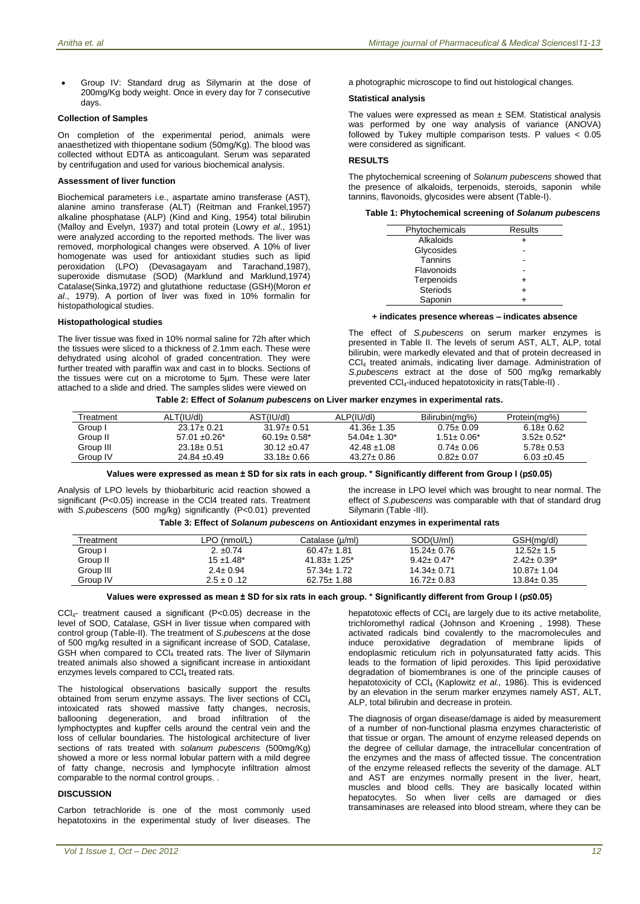- Group IV: Standard drug as Silymarin at the dose of 200mg/Kg body weight. Once in every day for 7 consecutive days.

**Collection of Samples**

On completion of the experimental period, animals were anaesthetized with thiopentane sodium (50mg/Kg). The blood was collected without EDTA as anticoagulant. Serum was separated by centrifugation and used for various biochemical analysis.

**Assessment of liver function**

Biochemical parameters i.e., aspartate amino transferase (AST), alanine amino transferase (ALT) (Reitman and Frankel,1957) alkaline phosphatase (ALP) (Kind and King, 1954) total bilirubin (Malloy and Evelyn, 1937) and total protein (Lowry *et al*., 1951) were analyzed according to the reported methods. The liver was removed, morphological changes were observed. A 10% of liver homogenate was used for antioxidant studies such as lipid peroxidation (LPO) (Devasagayam and Tarachand,1987), superoxide dismutase (SOD) (Marklund and Marklund,1974) Catalase(Sinka,1972) and glutathione reductase (GSH)(Moron *et al*., 1979). A portion of liver was fixed in 10% formalin for histopathological studies.

**Histopathological studies**

The liver tissue was fixed in 10% normal saline for 72h after which the tissues were sliced to a thickness of 2.1mm each. These were dehydrated using alcohol of graded concentration. They were further treated with paraffin wax and cast in to blocks. Sections of the tissues were cut on a microtome to 5µm. These were later attached to a slide and dried. The samples slides were viewed on a photographic microscope to find out histological changes.

**Statistical analysis**

The values were expressed as mean ± SEM. Statistical analysis was performed by one way analysis of variance (ANOVA) followed by Tukey multiple comparison tests. P values < 0.05 were considered as significant.

## RESULTS

The phytochemical screening of *Solanum pubescens* showed that the presence of alkaloids, terpenoids, steroids, saponin while tannins, flavonoids, glycosides were absent (Table-I).

**Table 1: Phytochemical screening of *Solanum pubescens***

| Phytochemicals | Results |
|---|---|
| Alkaloids | + |
| Glycosides | - |
| Tannins | - |
| Flavonoids | - |
| Terpenoids | + |
| Steriods | + |
| Saponin | + |

**+ indicates presence whereas – indicates absence**

The effect of *S.pubescens* on serum marker enzymes is presented in Table II. The levels of serum AST, ALT, ALP, total bilirubin, were markedly elevated and that of protein decreased in $CCl_4$ treated animals, indicating liver damage. Administration of *S.pubescens* extract at the dose of 500 mg/kg remarkably prevented $CCl_4$-induced hepatotoxicity in rats(Table-II) .

**Table 2: Effect of *Solanum pubescens* on Liver marker enzymes in experimental rats.**

| Treatment | ALT(IU/dl) | AST(IU/dl) | ALP(IU/dl) | Bilirubin(mg%) | Protein(mg%) |
|---|---|---|---|---|---|
| Group I | 23.17± 0.21 | 31.97± 0.51 | 41.36± 1.35 | 0.75± 0.09 | 6.18± 0.62 |
| Group II | 57.01 ±0.26* | 60.19± 0.58* | 54.04± 1.30* | 1.51± 0.06* | 3.52± 0.52* |
| Group III | 23.18± 0.51 | 30.12 ±0.47 | 42.48 ±1.08 | 0.74± 0.06 | 5.78± 0.53 |
| Group IV | 24.84 ±0.49 | 33.18± 0.66 | 43.27± 0.86 | 0.82± 0.07 | 6.03 ±0.45 |

**Values were expressed as mean ± SD for six rats in each group. * Significantly different from Group I (p≤0.05)**

Analysis of LPO levels by thiobarbituric acid reaction showed a significant (P<0.05) increase in the CCl4 treated rats. Treatment with *S.pubescens* (500 mg/kg) significantly (P<0.01) prevented the increase in LPO level which was brought to near normal. The effect of *S.pubescens* was comparable with that of standard drug Silymarin (Table -III).

**Table 3: Effect of *Solanum pubescens* on Antioxidant enzymes in experimental rats**

| Treatment | LPO (nmol/L) | Catalase (µ/ml) | SOD(U/ml) | GSH(mg/dl) |
|---|---|---|---|---|
| Group I | 2. ±0.74 | 60.47± 1.81 | 15.24± 0.76 | 12.52± 1.5 |
| Group II | 15 ±1.48* | 41.83± 1.25* | 9.42± 0.47* | 2.42± 0.39* |
| Group III | 2.4± 0.94 | 57.34± 1.72 | 14.34± 0.71 | 10.87± 1.04 |
| Group IV | 2.5 ± 0 .12 | 62.75± 1.88 | 16.72± 0.83 | 13.84± 0.35 |

**Values were expressed as mean ± SD for six rats in each group. * Significantly different from Group I (p≤0.05)**

$CCl_4$- treatment caused a significant (P<0.05) decrease in the level of SOD, Catalase, GSH in liver tissue when compared with control group (Table-II). The treatment of *S.pubescens* at the dose of 500 mg/kg resulted in a significant increase of SOD, Catalase, GSH when compared to $CCl_4$ treated rats. The liver of Silymarin treated animals also showed a significant increase in antioxidant enzymes levels compared to $CCl_4$ treated rats.

The histological observations basically support the results obtained from serum enzyme assays. The liver sections of $CCl_4$ intoxicated rats showed massive fatty changes, necrosis, ballooning degeneration, and broad infiltration of the lymphoctyptes and kupffer cells around the central vein and the loss of cellular boundaries. The histological architecture of liver sections of rats treated with *solanum pubescens* (500mg/Kg) showed a more or less normal lobular pattern with a mild degree of fatty change, necrosis and lymphocyte infiltration almost comparable to the normal control groups. .

## DISCUSSION

Carbon tetrachloride is one of the most commonly used hepatotoxins in the experimental study of liver diseases. The hepatotoxic effects of $CCl_4$ are largely due to its active metabolite, trichloromethyl radical (Johnson and Kroening , 1998). These activated radicals bind covalently to the macromolecules and induce peroxidative degradation of membrane lipids of endoplasmic reticulum rich in polyunsaturated fatty acids. This leads to the formation of lipid peroxides. This lipid peroxidative degradation of biomembranes is one of the principle causes of hepatotoxicity of $CCl_4$ (Kaplowitz *et al.,* 1986). This is evidenced by an elevation in the serum marker enzymes namely AST, ALT, ALP, total bilirubin and decrease in protein.

The diagnosis of organ disease/damage is aided by measurement of a number of non-functional plasma enzymes characteristic of that tissue or organ. The amount of enzyme released depends on the degree of cellular damage, the intracellular concentration of the enzymes and the mass of affected tissue. The concentration of the enzyme released reflects the severity of the damage. ALT and AST are enzymes normally present in the liver, heart, muscles and blood cells. They are basically located within hepatocytes. So when liver cells are damaged or dies transaminases are released into blood stream, where they can be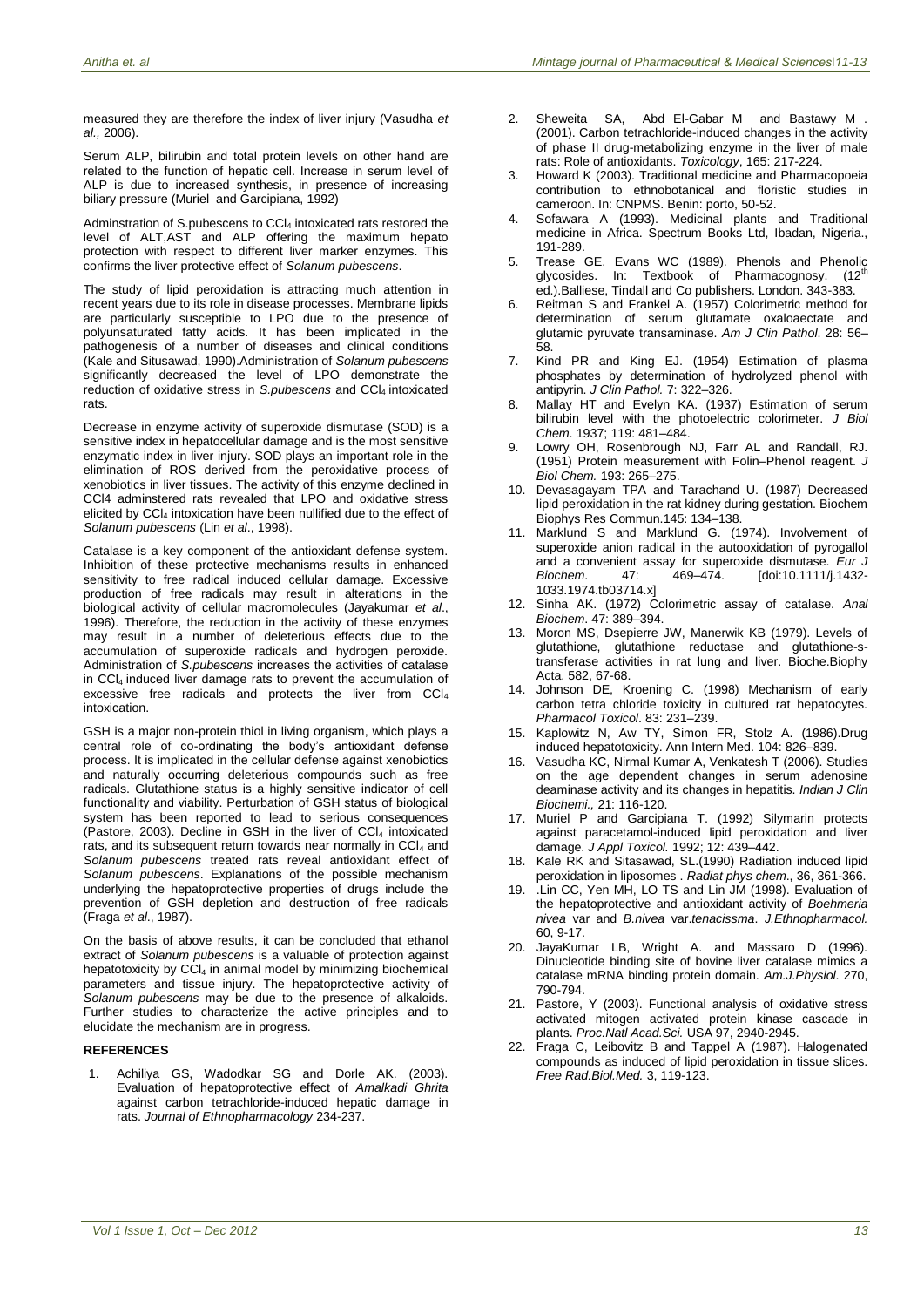measured they are therefore the index of liver injury (Vasudha *et al.,* 2006).

Serum ALP, bilirubin and total protein levels on other hand are related to the function of hepatic cell. Increase in serum level of ALP is due to increased synthesis, in presence of increasing biliary pressure (Muriel and Garcipiana, 1992)

Adminstration of S.pubescens to $CCl_4$ intoxicated rats restored the level of ALT,AST and ALP offering the maximum hepato protection with respect to different liver marker enzymes. This confirms the liver protective effect of *Solanum pubescens*.

The study of lipid peroxidation is attracting much attention in recent years due to its role in disease processes. Membrane lipids are particularly susceptible to LPO due to the presence of polyunsaturated fatty acids. It has been implicated in the pathogenesis of a number of diseases and clinical conditions (Kale and Situsawad, 1990).Administration of *Solanum pubescens* significantly decreased the level of LPO demonstrate the reduction of oxidative stress in *S.pubescens* and $CCl_4$ intoxicated rats.

Decrease in enzyme activity of superoxide dismutase (SOD) is a sensitive index in hepatocellular damage and is the most sensitive enzymatic index in liver injury. SOD plays an important role in the elimination of ROS derived from the peroxidative process of xenobiotics in liver tissues. The activity of this enzyme declined in CCl4 adminstered rats revealed that LPO and oxidative stress elicited by $CCl_4$ intoxication have been nullified due to the effect of *Solanum pubescens* (Lin *et al*., 1998).

Catalase is a key component of the antioxidant defense system. Inhibition of these protective mechanisms results in enhanced sensitivity to free radical induced cellular damage. Excessive production of free radicals may result in alterations in the biological activity of cellular macromolecules (Jayakumar *et al*., 1996). Therefore, the reduction in the activity of these enzymes may result in a number of deleterious effects due to the accumulation of superoxide radicals and hydrogen peroxide. Administration of *S.pubescens* increases the activities of catalase in $CCl_4$ induced liver damage rats to prevent the accumulation of excessive free radicals and protects the liver from $CCl_4$ intoxication.

GSH is a major non-protein thiol in living organism, which plays a central role of co-ordinating the body's antioxidant defense process. It is implicated in the cellular defense against xenobiotics and naturally occurring deleterious compounds such as free radicals. Glutathione status is a highly sensitive indicator of cell functionality and viability. Perturbation of GSH status of biological system has been reported to lead to serious consequences (Pastore, 2003). Decline in GSH in the liver of $CCl_4$ intoxicated rats, and its subsequent return towards near normal in $CCl_4$ and *Solanum pubescens* treated rats reveal antioxidant effect of *Solanum pubescens*. Explanations of the possible mechanism underlying the hepatoprotective properties of drugs include the prevention of GSH depletion and destruction of free radicals (Fraga *et al*., 1987).

On the basis of above results, it can be concluded that ethanol extract of *Solanum pubescens* is a valuable of protection against hepatotoxicity by $CCl_4$ in animal model by minimizing biochemical parameters and tissue injury. The hepatoprotective activity of *Solanum pubescens* may be due to the presence of alkaloids. Further studies to characterize the active principles and to elucidate the mechanism are in progress.

## REFERENCES

1. Achiliya GS, Wadodkar SG and Dorle AK. (2003). Evaluation of hepatoprotective effect of *Amalkadi Ghrita* against carbon tetrachloride-induced hepatic damage in rats. *Journal of Ethnopharmacology* 234-237.
2. Sheweita SA, Abd El-Gabar M and Bastawy M . (2001). Carbon tetrachloride-induced changes in the activity of phase II drug-metabolizing enzyme in the liver of male rats: Role of antioxidants. *Toxicology*, 165: 217-224.
3. Howard K (2003). Traditional medicine and Pharmacopoeia contribution to ethnobotanical and floristic studies in cameroon. In: CNPMS. Benin: porto, 50-52.
4. Sofawara A (1993). Medicinal plants and Traditional medicine in Africa. Spectrum Books Ltd, Ibadan, Nigeria., 191-289.
5. Trease GE, Evans WC (1989). Phenols and Phenolic glycosides. In: Textbook of Pharmacognosy. (12th ed.).Balliese, Tindall and Co publishers. London. 343-383.
6. Reitman S and Frankel A. (1957) Colorimetric method for determination of serum glutamate oxaloaectate and glutamic pyruvate transaminase. *Am J Clin Pathol*. 28: 56–58.
7. Kind PR and King EJ. (1954) Estimation of plasma phosphates by determination of hydrolyzed phenol with antipyrin. *J Clin Pathol.* 7: 322–326.
8. Mallay HT and Evelyn KA. (1937) Estimation of serum bilirubin level with the photoelectric colorimeter. *J Biol Chem*. 1937; 119: 481–484.
9. Lowry OH, Rosenbrough NJ, Farr AL and Randall, RJ. (1951) Protein measurement with Folin–Phenol reagent. *J Biol Chem.* 193: 265–275.
10. Devasagayam TPA and Tarachand U. (1987) Decreased lipid peroxidation in the rat kidney during gestation. Biochem Biophys Res Commun.145: 134–138.
11. Marklund S and Marklund G. (1974). Involvement of superoxide anion radical in the autooxidation of pyrogallol and a convenient assay for superoxide dismutase. *Eur J Biochem*. 47: 469–474. [doi:10.1111/j.1432-1033.1974.tb03714.x]
12. Sinha AK. (1972) Colorimetric assay of catalase. *Anal Biochem*. 47: 389–394.
13. Moron MS, Dsepierre JW, Manerwik KB (1979). Levels of glutathione, glutathione reductase and glutathione-s-transferase activities in rat lung and liver. Bioche.Biophy Acta, 582, 67-68.
14. Johnson DE, Kroening C. (1998) Mechanism of early carbon tetra chloride toxicity in cultured rat hepatocytes. *Pharmacol Toxicol*. 83: 231–239.
15. Kaplowitz N, Aw TY, Simon FR, Stolz A. (1986).Drug induced hepatotoxicity. Ann Intern Med. 104: 826–839.
16. Vasudha KC, Nirmal Kumar A, Venkatesh T (2006). Studies on the age dependent changes in serum adenosine deaminase activity and its changes in hepatitis. *Indian J Clin Biochemi.,* 21: 116-120.
17. Muriel P and Garcipiana T. (1992) Silymarin protects against paracetamol-induced lipid peroxidation and liver damage. *J Appl Toxicol.* 1992; 12: 439–442.
18. Kale RK and Sitasawad, SL.(1990) Radiation induced lipid peroxidation in liposomes . *Radiat phys chem*., 36, 361-366.
19. .Lin CC, Yen MH, LO TS and Lin JM (1998). Evaluation of the hepatoprotective and antioxidant activity of *Boehmeria nivea* var and *B.nivea* var.*tenacissma*. *J.Ethnopharmacol.* 60, 9-17.
20. JayaKumar LB, Wright A. and Massaro D (1996). Dinucleotide binding site of bovine liver catalase mimics a catalase mRNA binding protein domain. *Am.J.Physiol*. 270, 790-794.
21. Pastore, Y (2003). Functional analysis of oxidative stress activated mitogen activated protein kinase cascade in plants. *Proc.Natl Acad.Sci.* USA 97, 2940-2945.
22. Fraga C, Leibovitz B and Tappel A (1987). Halogenated compounds as induced of lipid peroxidation in tissue slices. *Free Rad.Biol.Med.* 3, 119-123.